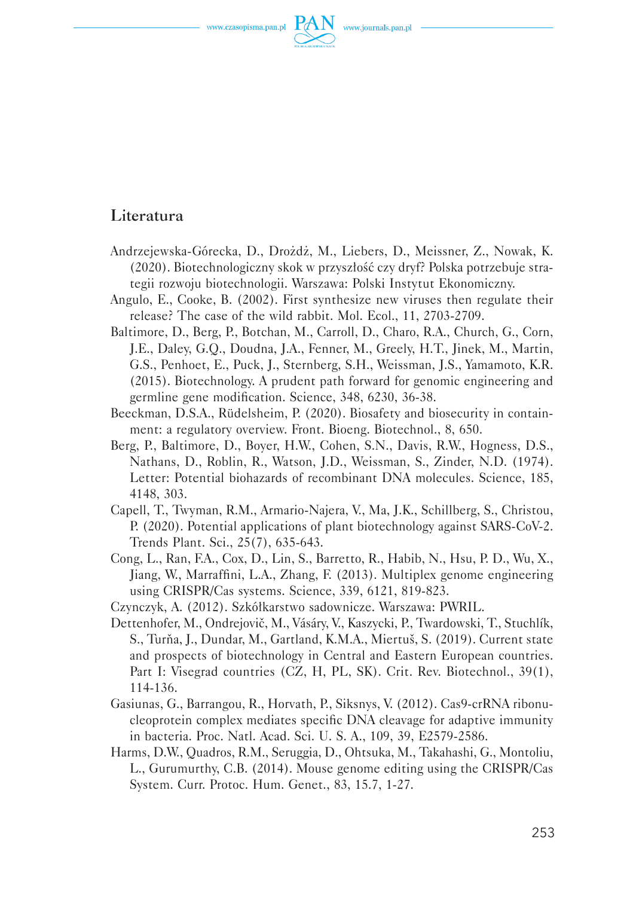## Literatura

Andrzejewska-Górecka, D., Drożdż, M., Liebers, D., Meissner, Z., Nowak, K. (2020). Biotechnologiczny skok w przyszłość czy dryf? Polska potrzebuje strategii rozwoju biotechnologii. Warszawa: Polski Instytut Ekonomiczny.

Angulo, E., Cooke, B. (2002). First synthesize new viruses then regulate their release? The case of the wild rabbit. Mol. Ecol., 11, 2703-2709.

Baltimore, D., Berg, P., Botchan, M., Carroll, D., Charo, R.A., Church, G., Corn, J.E., Daley, G.Q., Doudna, J.A., Fenner, M., Greely, H.T., Jinek, M., Martin, G.S., Penhoet, E., Puck, J., Sternberg, S.H., Weissman, J.S., Yamamoto, K.R. (2015). Biotechnology. A prudent path forward for genomic engineering and germline gene modification. Science, 348, 6230, 36-38.

Beeckman, D.S.A., Rüdelsheim, P. (2020). Biosafety and biosecurity in containment: a regulatory overview. Front. Bioeng. Biotechnol., 8, 650.

Berg, P., Baltimore, D., Boyer, H.W., Cohen, S.N., Davis, R.W., Hogness, D.S., Nathans, D., Roblin, R., Watson, J.D., Weissman, S., Zinder, N.D. (1974). Letter: Potential biohazards of recombinant DNA molecules. Science, 185, 4148, 303.

Capell, T., Twyman, R.M., Armario-Najera, V., Ma, J.K., Schillberg, S., Christou, P. (2020). Potential applications of plant biotechnology against SARS-CoV-2. Trends Plant. Sci., 25(7), 635-643.

Cong, L., Ran, F.A., Cox, D., Lin, S., Barretto, R., Habib, N., Hsu, P. D., Wu, X., Jiang, W., Marraffini, L.A., Zhang, F. (2013). Multiplex genome engineering using CRISPR/Cas systems. Science, 339, 6121, 819-823.

Czynczyk, A. (2012). Szkółkarstwo sadownicze. Warszawa: PWRIL.

Dettenhofer, M., Ondrejovič, M., Vásáry, V., Kaszycki, P., Twardowski, T., Stuchlík, S., Turňa, J., Dundar, M., Gartland, K.M.A., Miertuš, S. (2019). Current state and prospects of biotechnology in Central and Eastern European countries. Part I: Visegrad countries (CZ, H, PL, SK). Crit. Rev. Biotechnol., 39(1), 114-136.

Gasiunas, G., Barrangou, R., Horvath, P., Siksnys, V. (2012). Cas9-crRNA ribonucleoprotein complex mediates specific DNA cleavage for adaptive immunity in bacteria. Proc. Natl. Acad. Sci. U. S. A., 109, 39, E2579-2586.

Harms, D.W., Quadros, R.M., Seruggia, D., Ohtsuka, M., Takahashi, G., Montoliu, L., Gurumurthy, C.B. (2014). Mouse genome editing using the CRISPR/Cas System. Curr. Protoc. Hum. Genet., 83, 15.7, 1-27.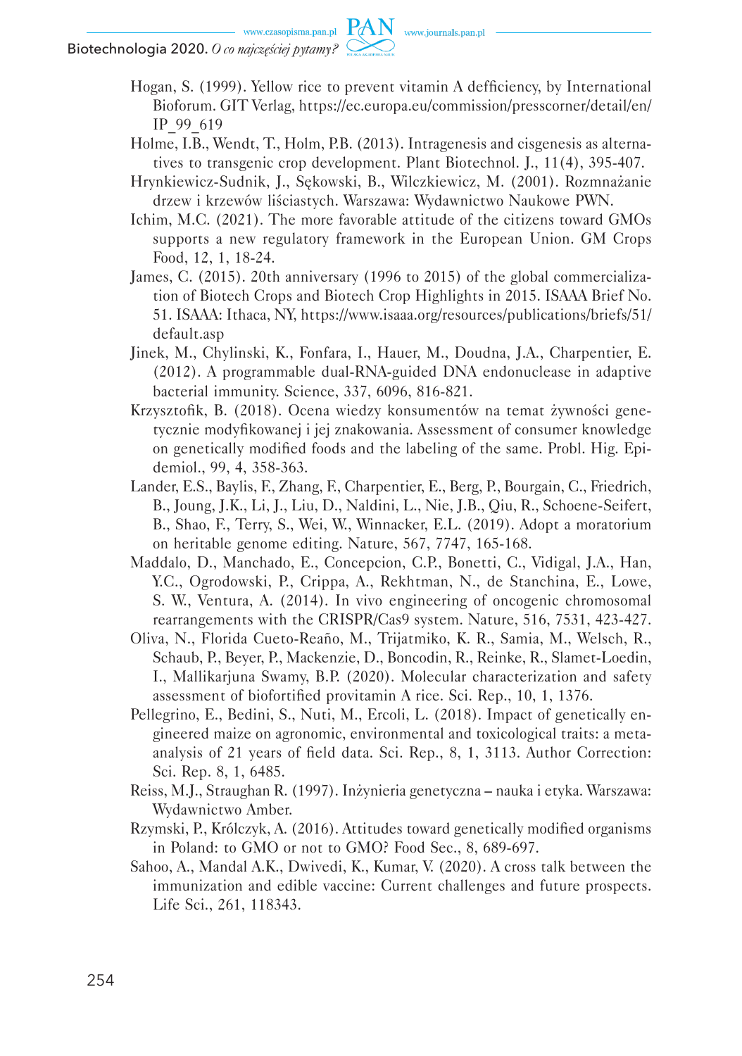Hogan, S. (1999). Yellow rice to prevent vitamin A defficiency, by International Bioforum. GIT Verlag, https://ec.europa.eu/commission/presscorner/detail/en/IP_99_619

Holme, I.B., Wendt, T., Holm, P.B. (2013). Intragenesis and cisgenesis as alternatives to transgenic crop development. Plant Biotechnol. J., 11(4), 395-407.

Hrynkiewicz-Sudnik, J., Sękowski, B., Wilczkiewicz, M. (2001). Rozmnażanie drzew i krzewów liściastych. Warszawa: Wydawnictwo Naukowe PWN.

Ichim, M.C. (2021). The more favorable attitude of the citizens toward GMOs supports a new regulatory framework in the European Union. GM Crops Food, 12, 1, 18-24.

James, C. (2015). 20th anniversary (1996 to 2015) of the global commercialization of Biotech Crops and Biotech Crop Highlights in 2015. ISAAA Brief No. 51. ISAAA: Ithaca, NY, https://www.isaaa.org/resources/publications/briefs/51/default.asp

Jinek, M., Chylinski, K., Fonfara, I., Hauer, M., Doudna, J.A., Charpentier, E. (2012). A programmable dual-RNA-guided DNA endonuclease in adaptive bacterial immunity. Science, 337, 6096, 816-821.

Krzysztofik, B. (2018). Ocena wiedzy konsumentów na temat żywności genetycznie modyfikowanej i jej znakowania. Assessment of consumer knowledge on genetically modified foods and the labeling of the same. Probl. Hig. Epidemiol., 99, 4, 358-363.

Lander, E.S., Baylis, F., Zhang, F., Charpentier, E., Berg, P., Bourgain, C., Friedrich, B., Joung, J.K., Li, J., Liu, D., Naldini, L., Nie, J.B., Qiu, R., Schoene-Seifert, B., Shao, F., Terry, S., Wei, W., Winnacker, E.L. (2019). Adopt a moratorium on heritable genome editing. Nature, 567, 7747, 165-168.

Maddalo, D., Manchado, E., Concepcion, C.P., Bonetti, C., Vidigal, J.A., Han, Y.C., Ogrodowski, P., Crippa, A., Rekhtman, N., de Stanchina, E., Lowe, S. W., Ventura, A. (2014). In vivo engineering of oncogenic chromosomal rearrangements with the CRISPR/Cas9 system. Nature, 516, 7531, 423-427.

Oliva, N., Florida Cueto-Reaño, M., Trijatmiko, K. R., Samia, M., Welsch, R., Schaub, P., Beyer, P., Mackenzie, D., Boncodin, R., Reinke, R., Slamet-Loedin, I., Mallikarjuna Swamy, B.P. (2020). Molecular characterization and safety assessment of biofortified provitamin A rice. Sci. Rep., 10, 1, 1376.

Pellegrino, E., Bedini, S., Nuti, M., Ercoli, L. (2018). Impact of genetically engineered maize on agronomic, environmental and toxicological traits: a meta-analysis of 21 years of field data. Sci. Rep., 8, 1, 3113. Author Correction: Sci. Rep. 8, 1, 6485.

Reiss, M.J., Straughan R. (1997). Inżynieria genetyczna – nauka i etyka. Warszawa: Wydawnictwo Amber.

Rzymski, P., Królczyk, A. (2016). Attitudes toward genetically modified organisms in Poland: to GMO or not to GMO? Food Sec., 8, 689-697.

Sahoo, A., Mandal A.K., Dwivedi, K., Kumar, V. (2020). A cross talk between the immunization and edible vaccine: Current challenges and future prospects. Life Sci., 261, 118343.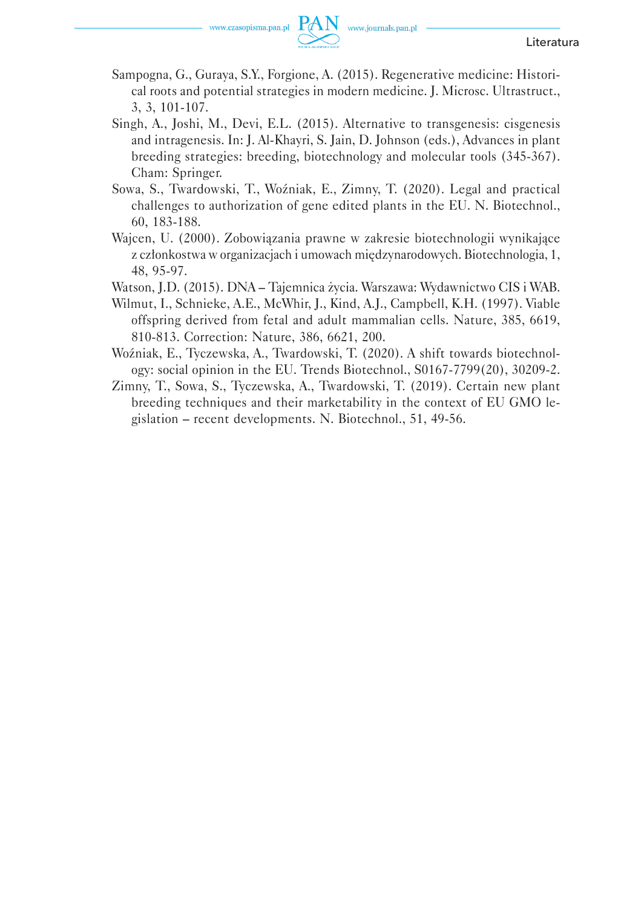Sampogna, G., Guraya, S.Y., Forgione, A. (2015). Regenerative medicine: Historical roots and potential strategies in modern medicine. J. Microsc. Ultrastruct., 3, 3, 101-107.

Singh, A., Joshi, M., Devi, E.L. (2015). Alternative to transgenesis: cisgenesis and intragenesis. In: J. Al-Khayri, S. Jain, D. Johnson (eds.), Advances in plant breeding strategies: breeding, biotechnology and molecular tools (345-367). Cham: Springer.

Sowa, S., Twardowski, T., Woźniak, E., Zimny, T. (2020). Legal and practical challenges to authorization of gene edited plants in the EU. N. Biotechnol., 60, 183-188.

Wajcen, U. (2000). Zobowiązania prawne w zakresie biotechnologii wynikające z członkostwa w organizacjach i umowach międzynarodowych. Biotechnologia, 1, 48, 95-97.

Watson, J.D. (2015). DNA – Tajemnica życia. Warszawa: Wydawnictwo CIS i WAB.

Wilmut, I., Schnieke, A.E., McWhir, J., Kind, A.J., Campbell, K.H. (1997). Viable offspring derived from fetal and adult mammalian cells. Nature, 385, 6619, 810-813. Correction: Nature, 386, 6621, 200.

Woźniak, E., Tyczewska, A., Twardowski, T. (2020). A shift towards biotechnology: social opinion in the EU. Trends Biotechnol., S0167-7799(20), 30209-2.

Zimny, T., Sowa, S., Tyczewska, A., Twardowski, T. (2019). Certain new plant breeding techniques and their marketability in the context of EU GMO legislation – recent developments. N. Biotechnol., 51, 49-56.